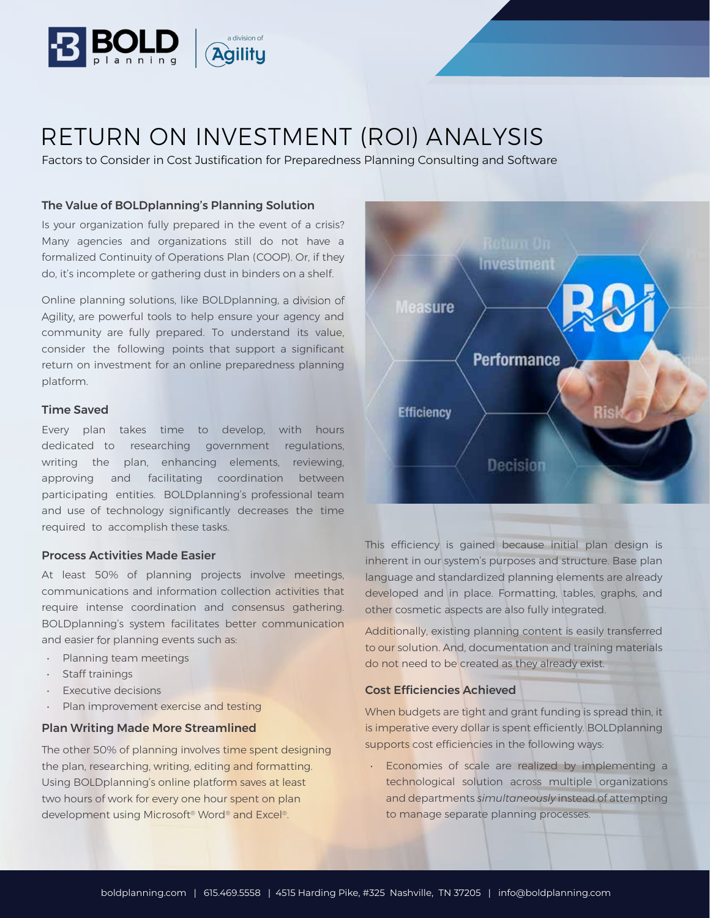# RETURN ON INVESTMENT (ROI) ANALYSIS

Factors to Consider in Cost Justification for Preparedness Planning Consulting and Software

### The Value of BOLDplanning's Planning Solution

Is your organization fully prepared in the event of a crisis? Many agencies and organizations still do not have a formalized Continuity of Operations Plan (COOP). Or, if they do, it's incomplete or gathering dust in binders on a shelf.

Online planning solutions, like BOLDplanning, a division of Agility, are powerful tools to help ensure your agency and community are fully prepared. To understand its value, consider the following points that support a significant return on investment for an online preparedness planning platform.

### Time Saved

Every plan takes time to develop, with hours dedicated to researching government regulations, writing the plan, enhancing elements, reviewing, approving and facilitating coordination between participating entities. BOLDplanning's professional team and use of technology significantly decreases the time required to accomplish these tasks.

### Process Activities Made Easier

At least 50% of planning projects involve meetings, communications and information collection activities that require intense coordination and consensus gathering. BOLDplanning's system facilitates better communication and easier for planning events such as:

- Planning team meetings
- Staff trainings
- Executive decisions
- Plan improvement exercise and testing

### Plan Writing Made More Streamlined

The other 50% of planning involves time spent designing the plan, researching, writing, editing and formatting. Using BOLDplanning's online platform saves at least two hours of work for every one hour spent on plan development using Microsoft® Word® and Excel®.

This efficiency is gained because initial plan design is inherent in our system's purposes and structure. Base plan language and standardized planning elements are already developed and in place. Formatting, tables, graphs, and other cosmetic aspects are also fully integrated.

Additionally, existing planning content is easily transferred to our solution. And, documentation and training materials do not need to be created as they already exist.

### Cost Efficiencies Achieved

When budgets are tight and grant funding is spread thin, it is imperative every dollar is spent efficiently. BOLDplanning supports cost efficiencies in the following ways:

- Economies of scale are realized by implementing a technological solution across multiple organizations and departments *simultaneously* instead of attempting to manage separate planning processes.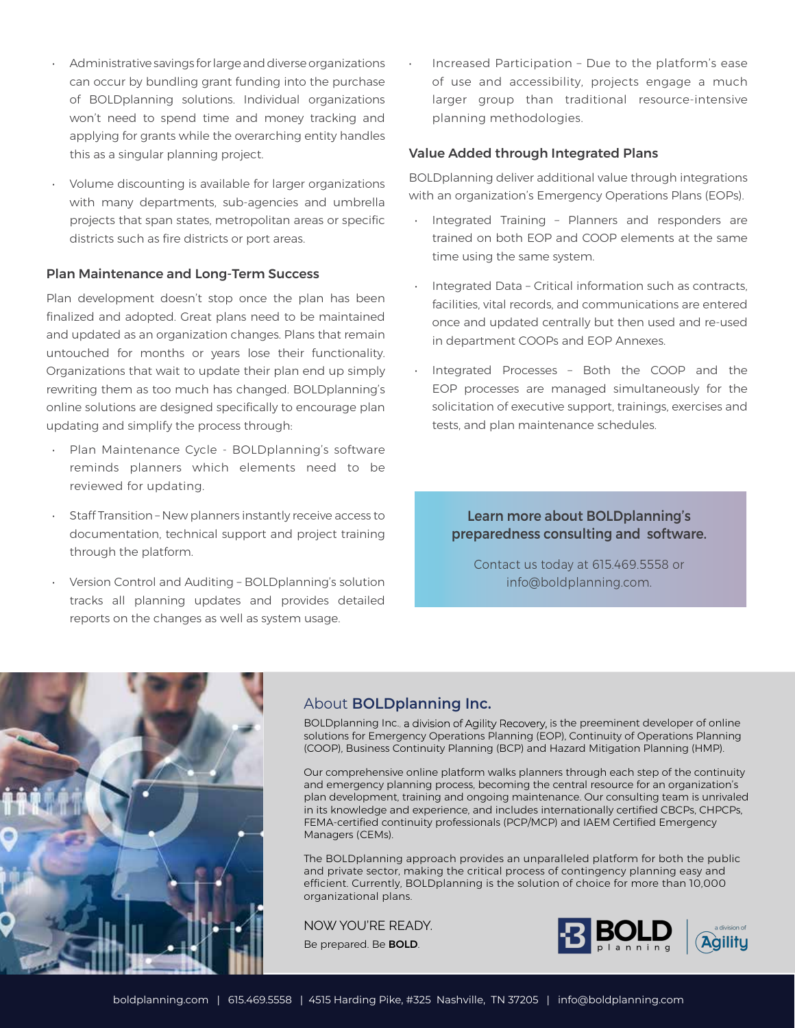- Administrative savings for large and diverse organizations can occur by bundling grant funding into the purchase of BOLDplanning solutions. Individual organizations won't need to spend time and money tracking and applying for grants while the overarching entity handles this as a singular planning project.
- Volume discounting is available for larger organizations with many departments, sub-agencies and umbrella projects that span states, metropolitan areas or specific districts such as fire districts or port areas.

### Plan Maintenance and Long-Term Success

Plan development doesn't stop once the plan has been finalized and adopted. Great plans need to be maintained and updated as an organization changes. Plans that remain untouched for months or years lose their functionality. Organizations that wait to update their plan end up simply rewriting them as too much has changed. BOLDplanning's online solutions are designed specifically to encourage plan updating and simplify the process through:

- Plan Maintenance Cycle - BOLDplanning's software reminds planners which elements need to be reviewed for updating.
- Staff Transition – New planners instantly receive access to documentation, technical support and project training through the platform.
- Version Control and Auditing – BOLDplanning's solution tracks all planning updates and provides detailed reports on the changes as well as system usage.
- Increased Participation – Due to the platform's ease of use and accessibility, projects engage a much larger group than traditional resource-intensive planning methodologies.

### Value Added through Integrated Plans

BOLDplanning deliver additional value through integrations with an organization's Emergency Operations Plans (EOPs).

- Integrated Training – Planners and responders are trained on both EOP and COOP elements at the same time using the same system.
- Integrated Data – Critical information such as contracts, facilities, vital records, and communications are entered once and updated centrally but then used and re-used in department COOPs and EOP Annexes.
- Integrated Processes – Both the COOP and the EOP processes are managed simultaneously for the solicitation of executive support, trainings, exercises and tests, and plan maintenance schedules.

**Learn more about BOLDplanning's preparedness consulting and software.**

Contact us today at 615.469.5558 or info@boldplanning.com.

## About **BOLDplanning Inc.**

BOLDplanning Inc., a division of Agility Recovery, is the preeminent developer of online solutions for Emergency Operations Planning (EOP), Continuity of Operations Planning (COOP), Business Continuity Planning (BCP) and Hazard Mitigation Planning (HMP).

Our comprehensive online platform walks planners through each step of the continuity and emergency planning process, becoming the central resource for an organization's plan development, training and ongoing maintenance. Our consulting team is unrivaled in its knowledge and experience, and includes internationally certified CBCPs, CHPCPs, FEMA-certified continuity professionals (PCP/MCP) and IAEM Certified Emergency Managers (CEMs).

The BOLDplanning approach provides an unparalleled platform for both the public and private sector, making the critical process of contingency planning easy and efficient. Currently, BOLDplanning is the solution of choice for more than 10,000 organizational plans.

NOW YOU'RE READY.

Be prepared. Be **BOLD**.

BOLD planning | a division of Agility

boldplanning.com | 615.469.5558 | 4515 Harding Pike, #325 Nashville, TN 37205 | info@boldplanning.com